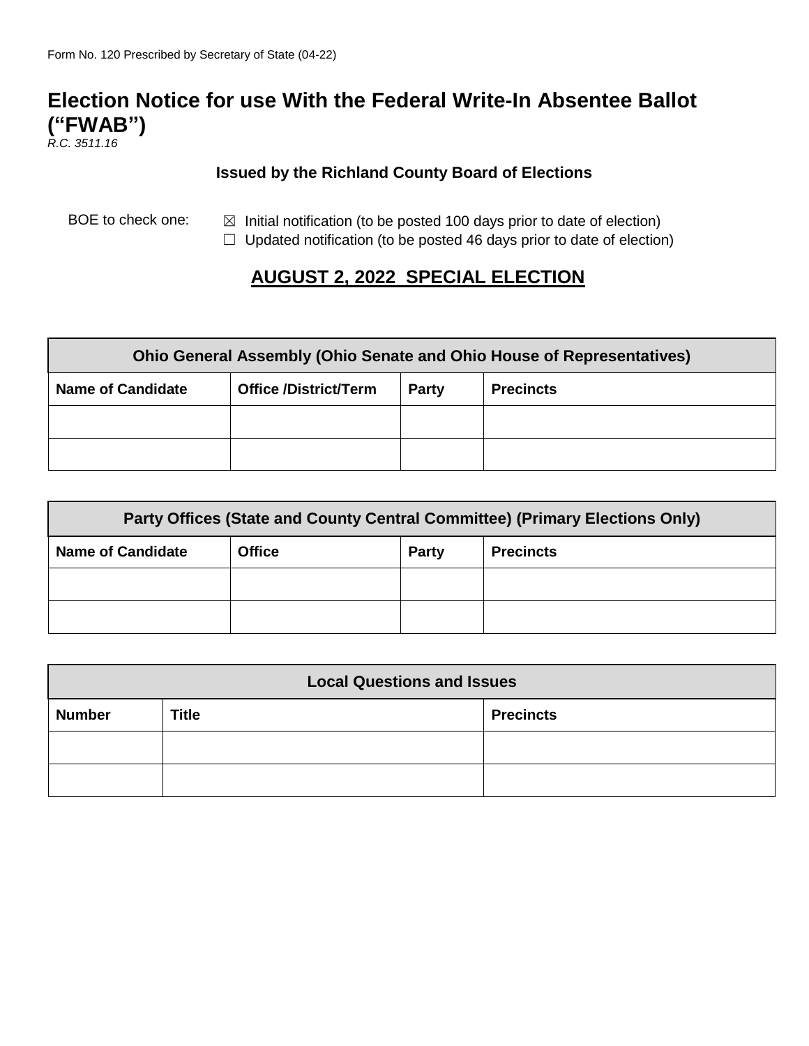Form No. 120 Prescribed by Secretary of State (04-22)

# Election Notice for use With the Federal Write-In Absentee Ballot ("FWAB")

*R.C. 3511.16*

**Issued by the Richland County Board of Elections**

BOE to check one:

☒ Initial notification (to be posted 100 days prior to date of election)
☐ Updated notification (to be posted 46 days prior to date of election)

## AUGUST 2, 2022 SPECIAL ELECTION

| Ohio General Assembly (Ohio Senate and Ohio House of Representatives) | | | |
|---|---|---|---|
| **Name of Candidate** | **Office /District/Term** | **Party** | **Precincts** |
| | | | |
| | | | |

| Party Offices (State and County Central Committee) (Primary Elections Only) | | | |
|---|---|---|---|
| **Name of Candidate** | **Office** | **Party** | **Precincts** |
| | | | |
| | | | |

| Local Questions and Issues | | |
|---|---|---|
| **Number** | **Title** | **Precincts** |
| | | |
| | | |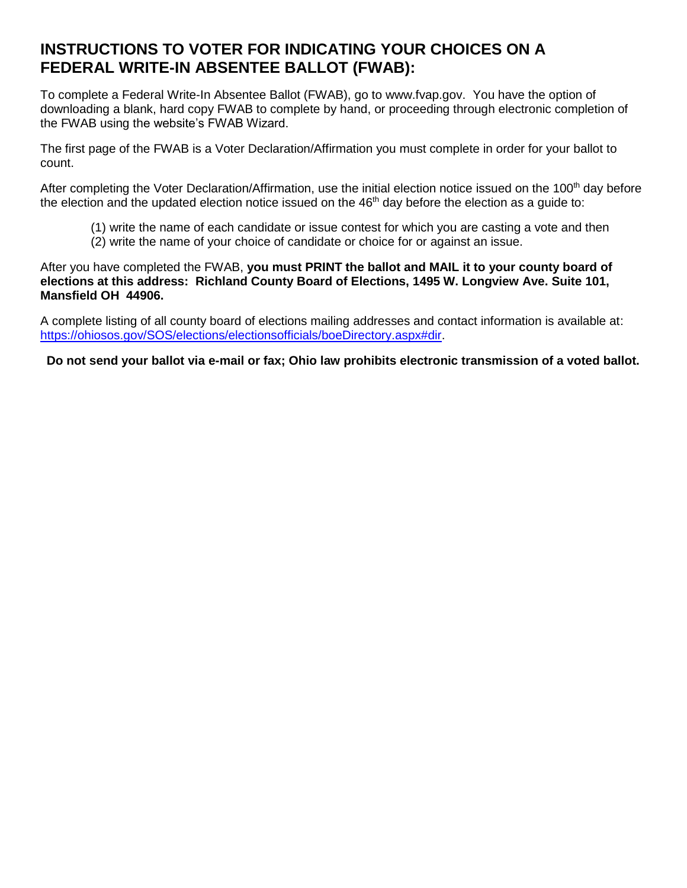## INSTRUCTIONS TO VOTER FOR INDICATING YOUR CHOICES ON A FEDERAL WRITE-IN ABSENTEE BALLOT (FWAB):

To complete a Federal Write-In Absentee Ballot (FWAB), go to www.fvap.gov. You have the option of downloading a blank, hard copy FWAB to complete by hand, or proceeding through electronic completion of the FWAB using the website's FWAB Wizard.

The first page of the FWAB is a Voter Declaration/Affirmation you must complete in order for your ballot to count.

After completing the Voter Declaration/Affirmation, use the initial election notice issued on the 100th day before the election and the updated election notice issued on the 46th day before the election as a guide to:

(1) write the name of each candidate or issue contest for which you are casting a vote and then
(2) write the name of your choice of candidate or choice for or against an issue.

After you have completed the FWAB, **you must PRINT the ballot and MAIL it to your county board of elections at this address: Richland County Board of Elections, 1495 W. Longview Ave. Suite 101, Mansfield OH 44906.**

A complete listing of all county board of elections mailing addresses and contact information is available at: [https://ohiosos.gov/SOS/elections/electionsofficials/boeDirectory.aspx#dir](https://ohiosos.gov/SOS/elections/electionsofficials/boeDirectory.aspx#dir).

**Do not send your ballot via e-mail or fax; Ohio law prohibits electronic transmission of a voted ballot.**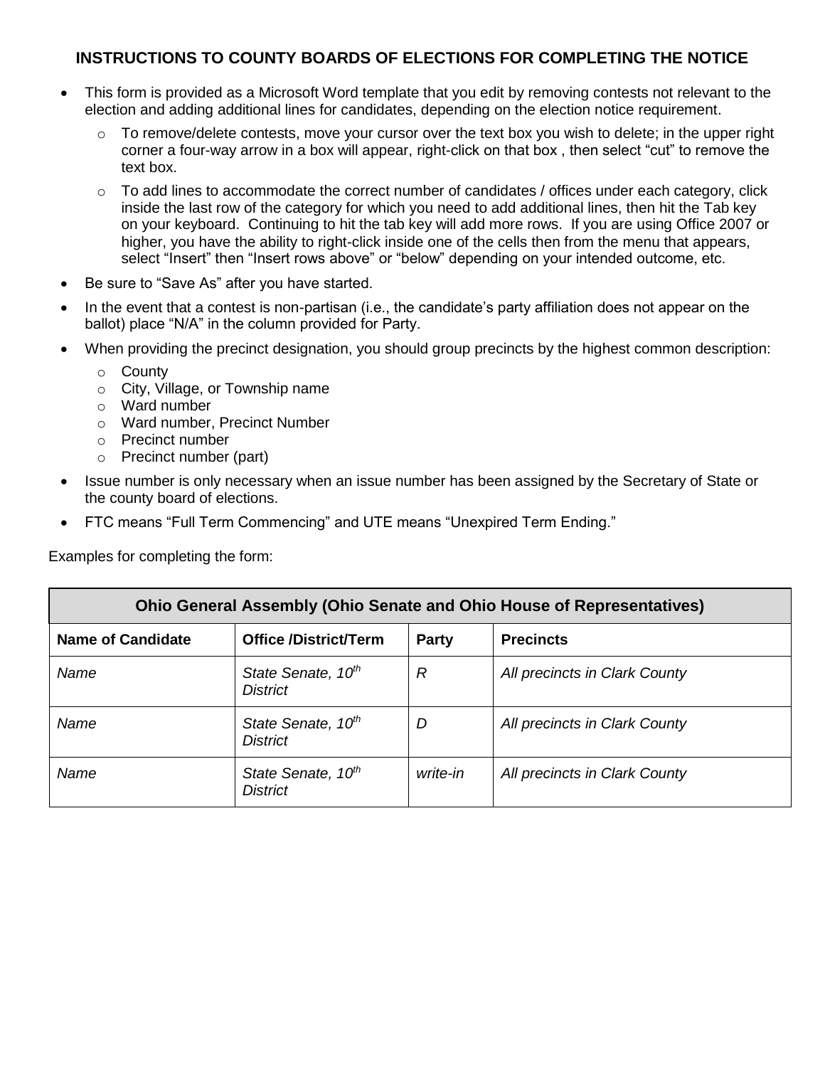## INSTRUCTIONS TO COUNTY BOARDS OF ELECTIONS FOR COMPLETING THE NOTICE

- This form is provided as a Microsoft Word template that you edit by removing contests not relevant to the election and adding additional lines for candidates, depending on the election notice requirement.
  - To remove/delete contests, move your cursor over the text box you wish to delete; in the upper right corner a four-way arrow in a box will appear, right-click on that box , then select "cut" to remove the text box.
  - To add lines to accommodate the correct number of candidates / offices under each category, click inside the last row of the category for which you need to add additional lines, then hit the Tab key on your keyboard. Continuing to hit the tab key will add more rows. If you are using Office 2007 or higher, you have the ability to right-click inside one of the cells then from the menu that appears, select "Insert" then "Insert rows above" or "below" depending on your intended outcome, etc.
- Be sure to "Save As" after you have started.
- In the event that a contest is non-partisan (i.e., the candidate's party affiliation does not appear on the ballot) place "N/A" in the column provided for Party.
- When providing the precinct designation, you should group precincts by the highest common description:
  - County
  - City, Village, or Township name
  - Ward number
  - Ward number, Precinct Number
  - Precinct number
  - Precinct number (part)
- Issue number is only necessary when an issue number has been assigned by the Secretary of State or the county board of elections.
- FTC means "Full Term Commencing" and UTE means "Unexpired Term Ending."

Examples for completing the form:

| Ohio General Assembly (Ohio Senate and Ohio House of Representatives) | | | |
|---|---|---|---|
| **Name of Candidate** | **Office /District/Term** | **Party** | **Precincts** |
| *Name* | *State Senate, 10th District* | *R* | *All precincts in Clark County* |
| *Name* | *State Senate, 10th District* | *D* | *All precincts in Clark County* |
| *Name* | *State Senate, 10th District* | *write-in* | *All precincts in Clark County* |